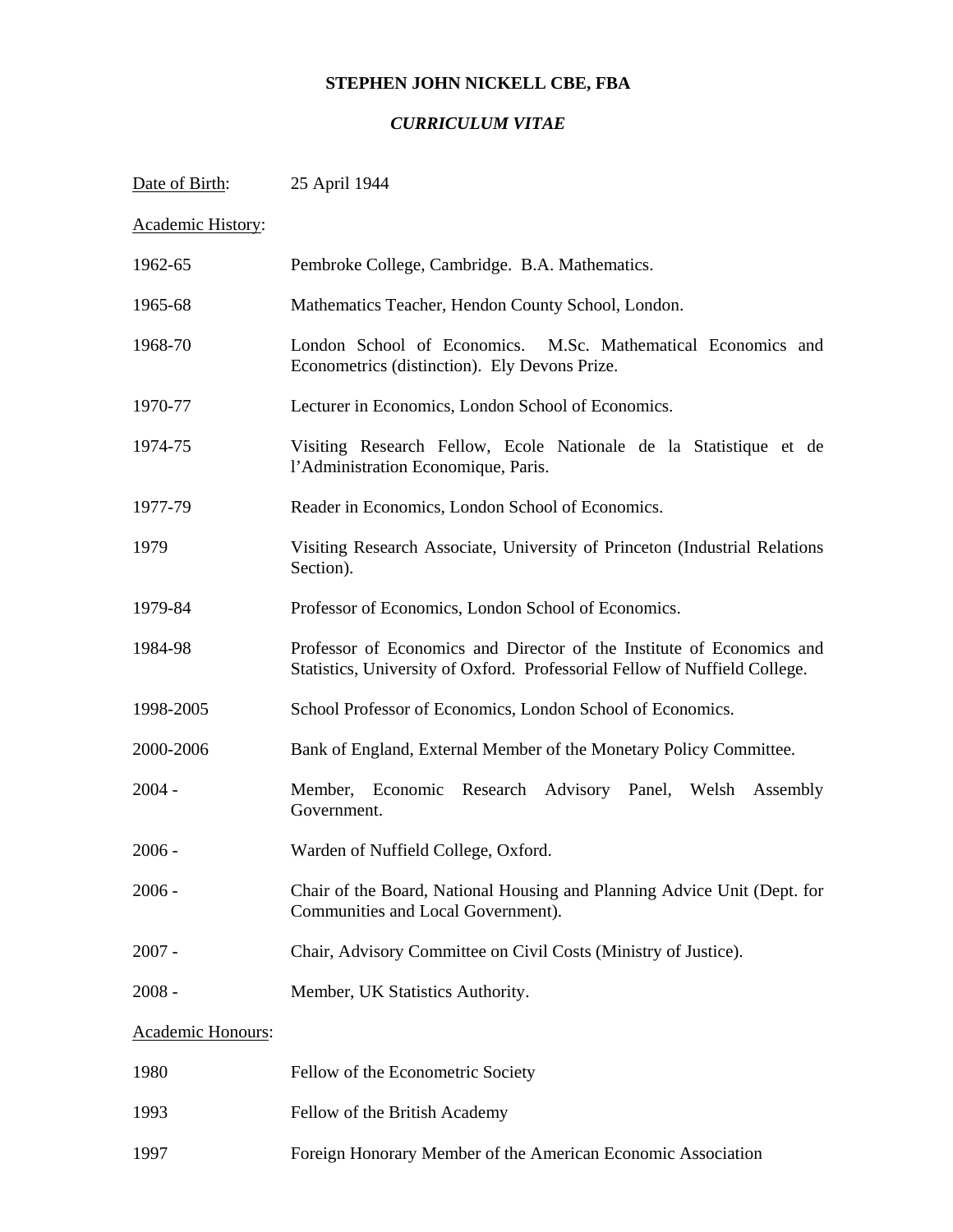# STEPHEN JOHN NICKELL CBE, FBA

## *CURRICULUM VITAE*

Date of Birth: 25 April 1944

Academic History:

| | |
|---|---|
| 1962-65 | Pembroke College, Cambridge. B.A. Mathematics. |
| 1965-68 | Mathematics Teacher, Hendon County School, London. |
| 1968-70 | London School of Economics. M.Sc. Mathematical Economics and Econometrics (distinction). Ely Devons Prize. |
| 1970-77 | Lecturer in Economics, London School of Economics. |
| 1974-75 | Visiting Research Fellow, Ecole Nationale de la Statistique et de l'Administration Economique, Paris. |
| 1977-79 | Reader in Economics, London School of Economics. |
| 1979 | Visiting Research Associate, University of Princeton (Industrial Relations Section). |
| 1979-84 | Professor of Economics, London School of Economics. |
| 1984-98 | Professor of Economics and Director of the Institute of Economics and Statistics, University of Oxford. Professorial Fellow of Nuffield College. |
| 1998-2005 | School Professor of Economics, London School of Economics. |
| 2000-2006 | Bank of England, External Member of the Monetary Policy Committee. |
| 2004 - | Member, Economic Research Advisory Panel, Welsh Assembly Government. |
| 2006 - | Warden of Nuffield College, Oxford. |
| 2006 - | Chair of the Board, National Housing and Planning Advice Unit (Dept. for Communities and Local Government). |
| 2007 - | Chair, Advisory Committee on Civil Costs (Ministry of Justice). |
| 2008 - | Member, UK Statistics Authority. |

Academic Honours:

| | |
|---|---|
| 1980 | Fellow of the Econometric Society |
| 1993 | Fellow of the British Academy |
| 1997 | Foreign Honorary Member of the American Economic Association |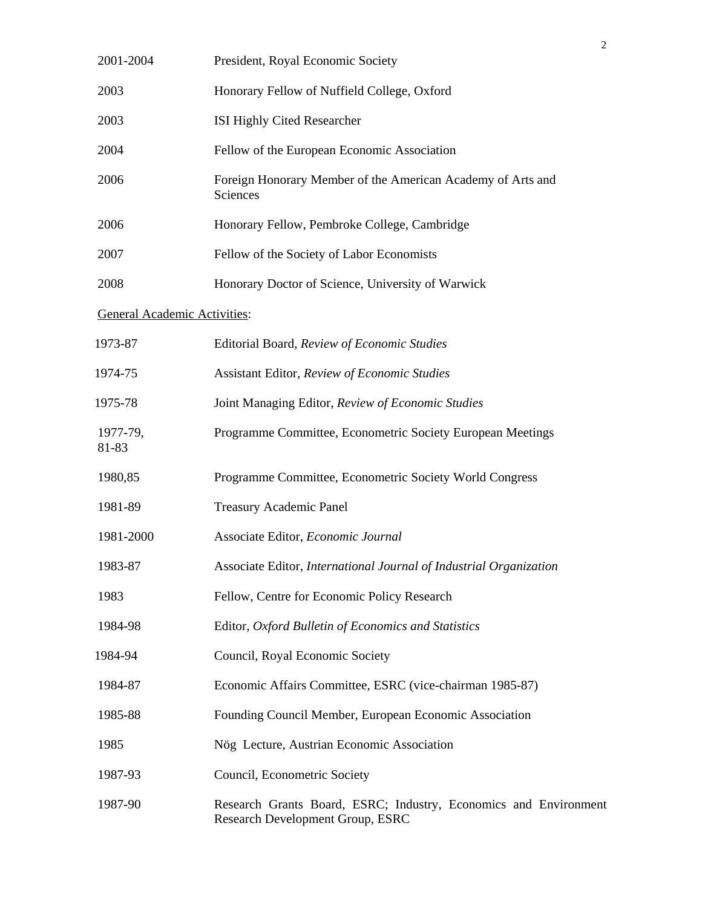| | |
|---|---|
| 2001-2004 | President, Royal Economic Society |
| 2003 | Honorary Fellow of Nuffield College, Oxford |
| 2003 | ISI Highly Cited Researcher |
| 2004 | Fellow of the European Economic Association |
| 2006 | Foreign Honorary Member of the American Academy of Arts and Sciences |
| 2006 | Honorary Fellow, Pembroke College, Cambridge |
| 2007 | Fellow of the Society of Labor Economists |
| 2008 | Honorary Doctor of Science, University of Warwick |

General Academic Activities:

| | |
|---|---|
| 1973-87 | Editorial Board, *Review of Economic Studies* |
| 1974-75 | Assistant Editor, *Review of Economic Studies* |
| 1975-78 | Joint Managing Editor, *Review of Economic Studies* |
| 1977-79, 81-83 | Programme Committee, Econometric Society European Meetings |
| 1980,85 | Programme Committee, Econometric Society World Congress |
| 1981-89 | Treasury Academic Panel |
| 1981-2000 | Associate Editor, *Economic Journal* |
| 1983-87 | Associate Editor, *International Journal of Industrial Organization* |
| 1983 | Fellow, Centre for Economic Policy Research |
| 1984-98 | Editor, *Oxford Bulletin of Economics and Statistics* |
| 1984-94 | Council, Royal Economic Society |
| 1984-87 | Economic Affairs Committee, ESRC (vice-chairman 1985-87) |
| 1985-88 | Founding Council Member, European Economic Association |
| 1985 | Nög Lecture, Austrian Economic Association |
| 1987-93 | Council, Econometric Society |
| 1987-90 | Research Grants Board, ESRC; Industry, Economics and Environment Research Development Group, ESRC |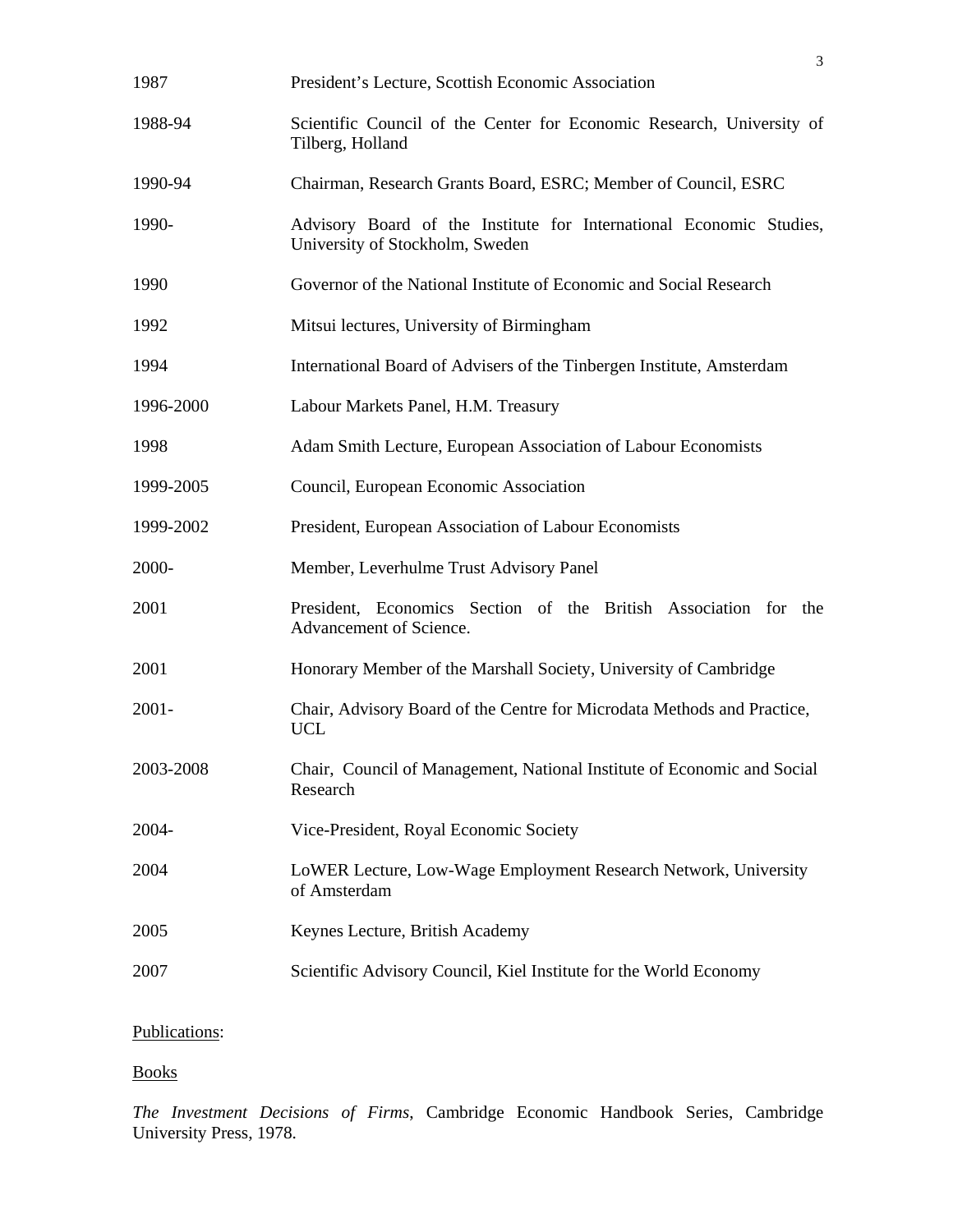| | |
|---|---|
| 1987 | President's Lecture, Scottish Economic Association |
| 1988-94 | Scientific Council of the Center for Economic Research, University of Tilberg, Holland |
| 1990-94 | Chairman, Research Grants Board, ESRC; Member of Council, ESRC |
| 1990- | Advisory Board of the Institute for International Economic Studies, University of Stockholm, Sweden |
| 1990 | Governor of the National Institute of Economic and Social Research |
| 1992 | Mitsui lectures, University of Birmingham |
| 1994 | International Board of Advisers of the Tinbergen Institute, Amsterdam |
| 1996-2000 | Labour Markets Panel, H.M. Treasury |
| 1998 | Adam Smith Lecture, European Association of Labour Economists |
| 1999-2005 | Council, European Economic Association |
| 1999-2002 | President, European Association of Labour Economists |
| 2000- | Member, Leverhulme Trust Advisory Panel |
| 2001 | President, Economics Section of the British Association for the Advancement of Science. |
| 2001 | Honorary Member of the Marshall Society, University of Cambridge |
| 2001- | Chair, Advisory Board of the Centre for Microdata Methods and Practice, UCL |
| 2003-2008 | Chair, Council of Management, National Institute of Economic and Social Research |
| 2004- | Vice-President, Royal Economic Society |
| 2004 | LoWER Lecture, Low-Wage Employment Research Network, University of Amsterdam |
| 2005 | Keynes Lecture, British Academy |
| 2007 | Scientific Advisory Council, Kiel Institute for the World Economy |

Publications:

Books

*The Investment Decisions of Firms*, Cambridge Economic Handbook Series, Cambridge University Press, 1978.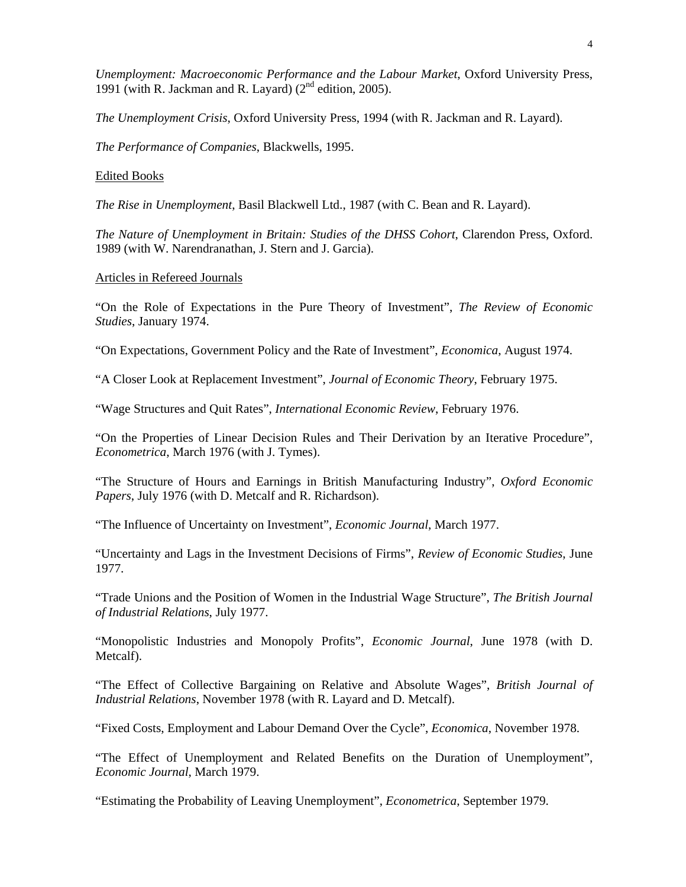*Unemployment: Macroeconomic Performance and the Labour Market*, Oxford University Press, 1991 (with R. Jackman and R. Layard) (2nd edition, 2005).

*The Unemployment Crisis*, Oxford University Press, 1994 (with R. Jackman and R. Layard).

*The Performance of Companies*, Blackwells, 1995.

Edited Books

*The Rise in Unemployment*, Basil Blackwell Ltd., 1987 (with C. Bean and R. Layard).

*The Nature of Unemployment in Britain: Studies of the DHSS Cohort*, Clarendon Press, Oxford. 1989 (with W. Narendranathan, J. Stern and J. Garcia).

Articles in Refereed Journals

"On the Role of Expectations in the Pure Theory of Investment", *The Review of Economic Studies*, January 1974.

"On Expectations, Government Policy and the Rate of Investment", *Economica*, August 1974.

"A Closer Look at Replacement Investment", *Journal of Economic Theory*, February 1975.

"Wage Structures and Quit Rates", *International Economic Review*, February 1976.

"On the Properties of Linear Decision Rules and Their Derivation by an Iterative Procedure", *Econometrica*, March 1976 (with J. Tymes).

"The Structure of Hours and Earnings in British Manufacturing Industry", *Oxford Economic Papers*, July 1976 (with D. Metcalf and R. Richardson).

"The Influence of Uncertainty on Investment", *Economic Journal*, March 1977.

"Uncertainty and Lags in the Investment Decisions of Firms", *Review of Economic Studies*, June 1977.

"Trade Unions and the Position of Women in the Industrial Wage Structure", *The British Journal of Industrial Relations*, July 1977.

"Monopolistic Industries and Monopoly Profits", *Economic Journal*, June 1978 (with D. Metcalf).

"The Effect of Collective Bargaining on Relative and Absolute Wages", *British Journal of Industrial Relations*, November 1978 (with R. Layard and D. Metcalf).

"Fixed Costs, Employment and Labour Demand Over the Cycle", *Economica*, November 1978.

"The Effect of Unemployment and Related Benefits on the Duration of Unemployment", *Economic Journal*, March 1979.

"Estimating the Probability of Leaving Unemployment", *Econometrica*, September 1979.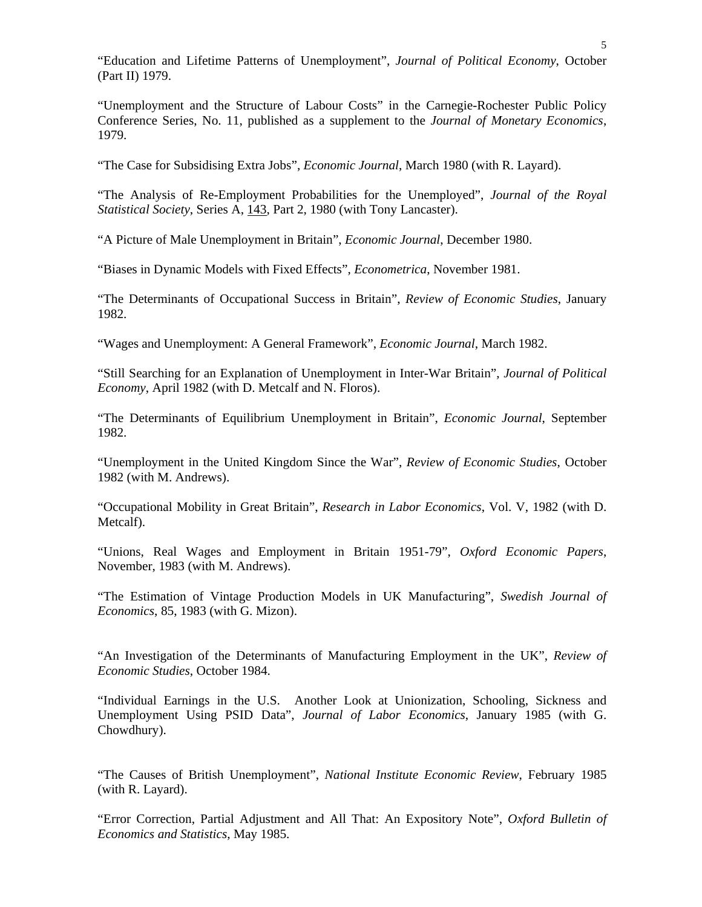“Education and Lifetime Patterns of Unemployment”, *Journal of Political Economy*, October (Part II) 1979.

“Unemployment and the Structure of Labour Costs” in the Carnegie-Rochester Public Policy Conference Series, No. 11, published as a supplement to the *Journal of Monetary Economics*, 1979.

“The Case for Subsidising Extra Jobs”, *Economic Journal*, March 1980 (with R. Layard).

“The Analysis of Re-Employment Probabilities for the Unemployed”, *Journal of the Royal Statistical Society*, Series A, 143, Part 2, 1980 (with Tony Lancaster).

“A Picture of Male Unemployment in Britain”, *Economic Journal*, December 1980.

“Biases in Dynamic Models with Fixed Effects”, *Econometrica*, November 1981.

“The Determinants of Occupational Success in Britain”, *Review of Economic Studies*, January 1982.

“Wages and Unemployment: A General Framework”, *Economic Journal*, March 1982.

“Still Searching for an Explanation of Unemployment in Inter-War Britain”, *Journal of Political Economy*, April 1982 (with D. Metcalf and N. Floros).

“The Determinants of Equilibrium Unemployment in Britain”, *Economic Journal*, September 1982.

“Unemployment in the United Kingdom Since the War”, *Review of Economic Studies*, October 1982 (with M. Andrews).

“Occupational Mobility in Great Britain”, *Research in Labor Economics*, Vol. V, 1982 (with D. Metcalf).

“Unions, Real Wages and Employment in Britain 1951-79”, *Oxford Economic Papers*, November, 1983 (with M. Andrews).

“The Estimation of Vintage Production Models in UK Manufacturing”, *Swedish Journal of Economics*, 85, 1983 (with G. Mizon).

“An Investigation of the Determinants of Manufacturing Employment in the UK”, *Review of Economic Studies*, October 1984.

“Individual Earnings in the U.S. Another Look at Unionization, Schooling, Sickness and Unemployment Using PSID Data”, *Journal of Labor Economics*, January 1985 (with G. Chowdhury).

“The Causes of British Unemployment”, *National Institute Economic Review*, February 1985 (with R. Layard).

“Error Correction, Partial Adjustment and All That: An Expository Note”, *Oxford Bulletin of Economics and Statistics*, May 1985.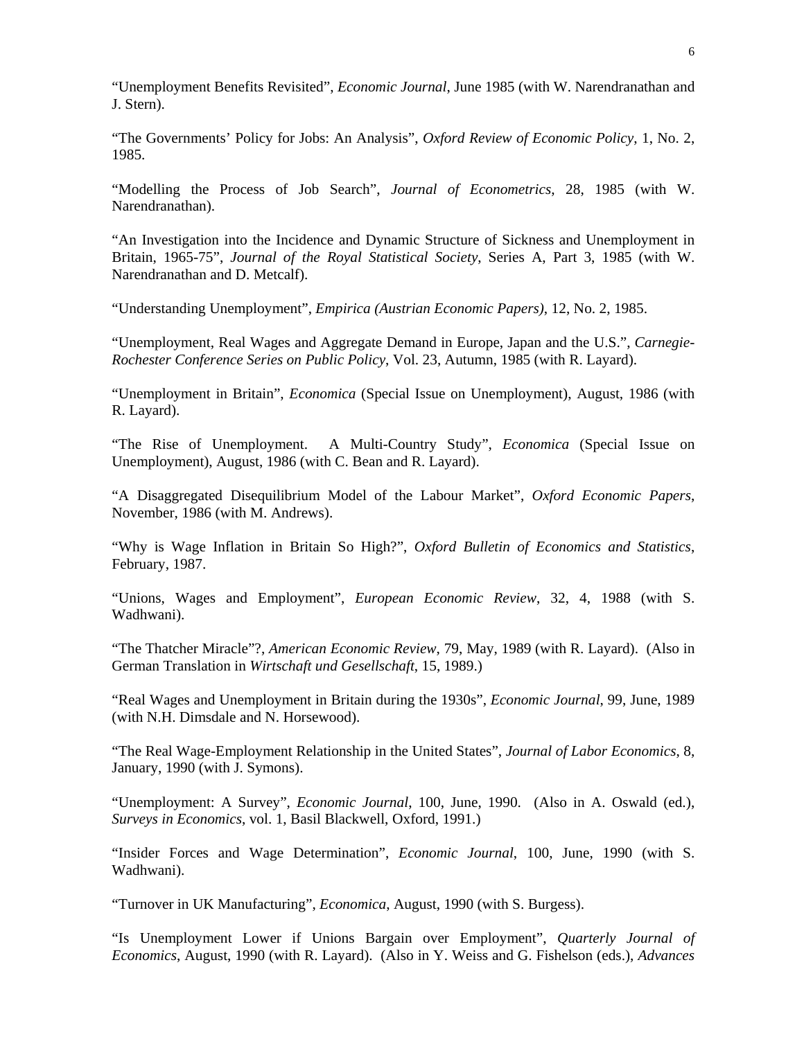"Unemployment Benefits Revisited", *Economic Journal*, June 1985 (with W. Narendranathan and J. Stern).

"The Governments' Policy for Jobs: An Analysis", *Oxford Review of Economic Policy*, 1, No. 2, 1985.

"Modelling the Process of Job Search", *Journal of Econometrics*, 28, 1985 (with W. Narendranathan).

"An Investigation into the Incidence and Dynamic Structure of Sickness and Unemployment in Britain, 1965-75", *Journal of the Royal Statistical Society*, Series A, Part 3, 1985 (with W. Narendranathan and D. Metcalf).

"Understanding Unemployment", *Empirica (Austrian Economic Papers)*, 12, No. 2, 1985.

"Unemployment, Real Wages and Aggregate Demand in Europe, Japan and the U.S.", *Carnegie-Rochester Conference Series on Public Policy*, Vol. 23, Autumn, 1985 (with R. Layard).

"Unemployment in Britain", *Economica* (Special Issue on Unemployment), August, 1986 (with R. Layard).

"The Rise of Unemployment. A Multi-Country Study", *Economica* (Special Issue on Unemployment), August, 1986 (with C. Bean and R. Layard).

"A Disaggregated Disequilibrium Model of the Labour Market", *Oxford Economic Papers*, November, 1986 (with M. Andrews).

"Why is Wage Inflation in Britain So High?", *Oxford Bulletin of Economics and Statistics*, February, 1987.

"Unions, Wages and Employment", *European Economic Review*, 32, 4, 1988 (with S. Wadhwani).

"The Thatcher Miracle"?, *American Economic Review*, 79, May, 1989 (with R. Layard). (Also in German Translation in *Wirtschaft und Gesellschaft*, 15, 1989.)

"Real Wages and Unemployment in Britain during the 1930s", *Economic Journal*, 99, June, 1989 (with N.H. Dimsdale and N. Horsewood).

"The Real Wage-Employment Relationship in the United States", *Journal of Labor Economics*, 8, January, 1990 (with J. Symons).

"Unemployment: A Survey", *Economic Journal*, 100, June, 1990. (Also in A. Oswald (ed.), *Surveys in Economics*, vol. 1, Basil Blackwell, Oxford, 1991.)

"Insider Forces and Wage Determination", *Economic Journal*, 100, June, 1990 (with S. Wadhwani).

"Turnover in UK Manufacturing", *Economica*, August, 1990 (with S. Burgess).

"Is Unemployment Lower if Unions Bargain over Employment", *Quarterly Journal of Economics*, August, 1990 (with R. Layard). (Also in Y. Weiss and G. Fishelson (eds.), *Advances*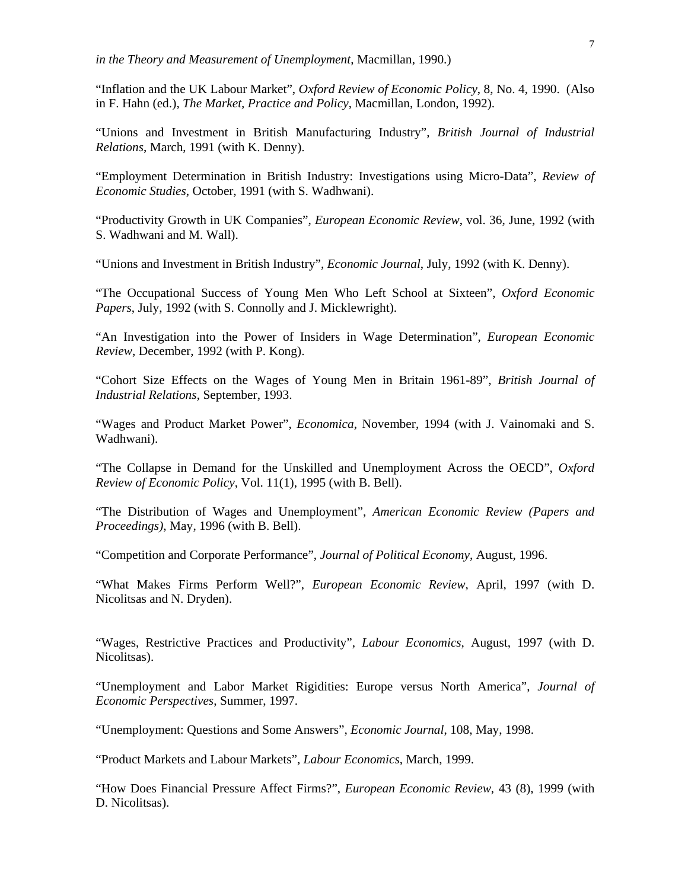*in the Theory and Measurement of Unemployment*, Macmillan, 1990.)

"Inflation and the UK Labour Market", *Oxford Review of Economic Policy*, 8, No. 4, 1990. (Also in F. Hahn (ed.), *The Market, Practice and Policy*, Macmillan, London, 1992).

"Unions and Investment in British Manufacturing Industry", *British Journal of Industrial Relations*, March, 1991 (with K. Denny).

"Employment Determination in British Industry: Investigations using Micro-Data", *Review of Economic Studies*, October, 1991 (with S. Wadhwani).

"Productivity Growth in UK Companies", *European Economic Review*, vol. 36, June, 1992 (with S. Wadhwani and M. Wall).

"Unions and Investment in British Industry", *Economic Journal*, July, 1992 (with K. Denny).

"The Occupational Success of Young Men Who Left School at Sixteen", *Oxford Economic Papers*, July, 1992 (with S. Connolly and J. Micklewright).

"An Investigation into the Power of Insiders in Wage Determination", *European Economic Review*, December, 1992 (with P. Kong).

"Cohort Size Effects on the Wages of Young Men in Britain 1961-89", *British Journal of Industrial Relations*, September, 1993.

"Wages and Product Market Power", *Economica*, November, 1994 (with J. Vainomaki and S. Wadhwani).

"The Collapse in Demand for the Unskilled and Unemployment Across the OECD", *Oxford Review of Economic Policy*, Vol. 11(1), 1995 (with B. Bell).

"The Distribution of Wages and Unemployment", *American Economic Review (Papers and Proceedings)*, May, 1996 (with B. Bell).

"Competition and Corporate Performance", *Journal of Political Economy*, August, 1996.

"What Makes Firms Perform Well?", *European Economic Review*, April, 1997 (with D. Nicolitsas and N. Dryden).

"Wages, Restrictive Practices and Productivity", *Labour Economics*, August, 1997 (with D. Nicolitsas).

"Unemployment and Labor Market Rigidities: Europe versus North America", *Journal of Economic Perspectives*, Summer, 1997.

"Unemployment: Questions and Some Answers", *Economic Journal*, 108, May, 1998.

"Product Markets and Labour Markets", *Labour Economics*, March, 1999.

"How Does Financial Pressure Affect Firms?", *European Economic Review*, 43 (8), 1999 (with D. Nicolitsas).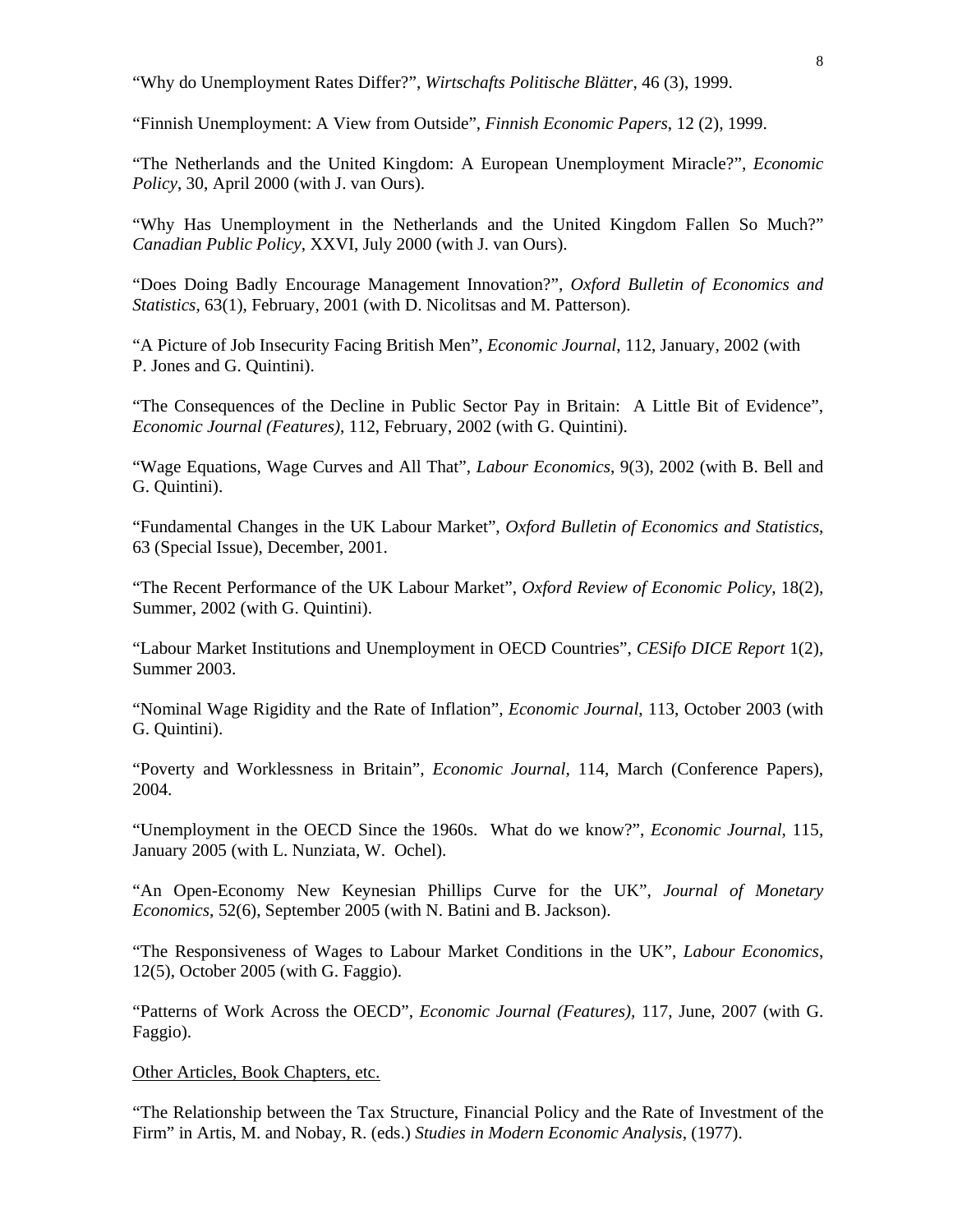"Why do Unemployment Rates Differ?", *Wirtschafts Politische Blätter*, 46 (3), 1999.

"Finnish Unemployment: A View from Outside", *Finnish Economic Papers*, 12 (2), 1999.

"The Netherlands and the United Kingdom: A European Unemployment Miracle?", *Economic Policy*, 30, April 2000 (with J. van Ours).

"Why Has Unemployment in the Netherlands and the United Kingdom Fallen So Much?" *Canadian Public Policy*, XXVI, July 2000 (with J. van Ours).

"Does Doing Badly Encourage Management Innovation?", *Oxford Bulletin of Economics and Statistics*, 63(1), February, 2001 (with D. Nicolitsas and M. Patterson).

"A Picture of Job Insecurity Facing British Men", *Economic Journal*, 112, January, 2002 (with P. Jones and G. Quintini).

"The Consequences of the Decline in Public Sector Pay in Britain: A Little Bit of Evidence", *Economic Journal (Features)*, 112, February, 2002 (with G. Quintini).

"Wage Equations, Wage Curves and All That", *Labour Economics*, 9(3), 2002 (with B. Bell and G. Quintini).

"Fundamental Changes in the UK Labour Market", *Oxford Bulletin of Economics and Statistics*, 63 (Special Issue), December, 2001.

"The Recent Performance of the UK Labour Market", *Oxford Review of Economic Policy*, 18(2), Summer, 2002 (with G. Quintini).

"Labour Market Institutions and Unemployment in OECD Countries", *CESifo DICE Report* 1(2), Summer 2003.

"Nominal Wage Rigidity and the Rate of Inflation", *Economic Journal*, 113, October 2003 (with G. Quintini).

"Poverty and Worklessness in Britain", *Economic Journal*, 114, March (Conference Papers), 2004.

"Unemployment in the OECD Since the 1960s. What do we know?", *Economic Journal*, 115, January 2005 (with L. Nunziata, W. Ochel).

"An Open-Economy New Keynesian Phillips Curve for the UK", *Journal of Monetary Economics*, 52(6), September 2005 (with N. Batini and B. Jackson).

"The Responsiveness of Wages to Labour Market Conditions in the UK", *Labour Economics*, 12(5), October 2005 (with G. Faggio).

"Patterns of Work Across the OECD", *Economic Journal (Features)*, 117, June, 2007 (with G. Faggio).

Other Articles, Book Chapters, etc.

"The Relationship between the Tax Structure, Financial Policy and the Rate of Investment of the Firm" in Artis, M. and Nobay, R. (eds.) *Studies in Modern Economic Analysis*, (1977).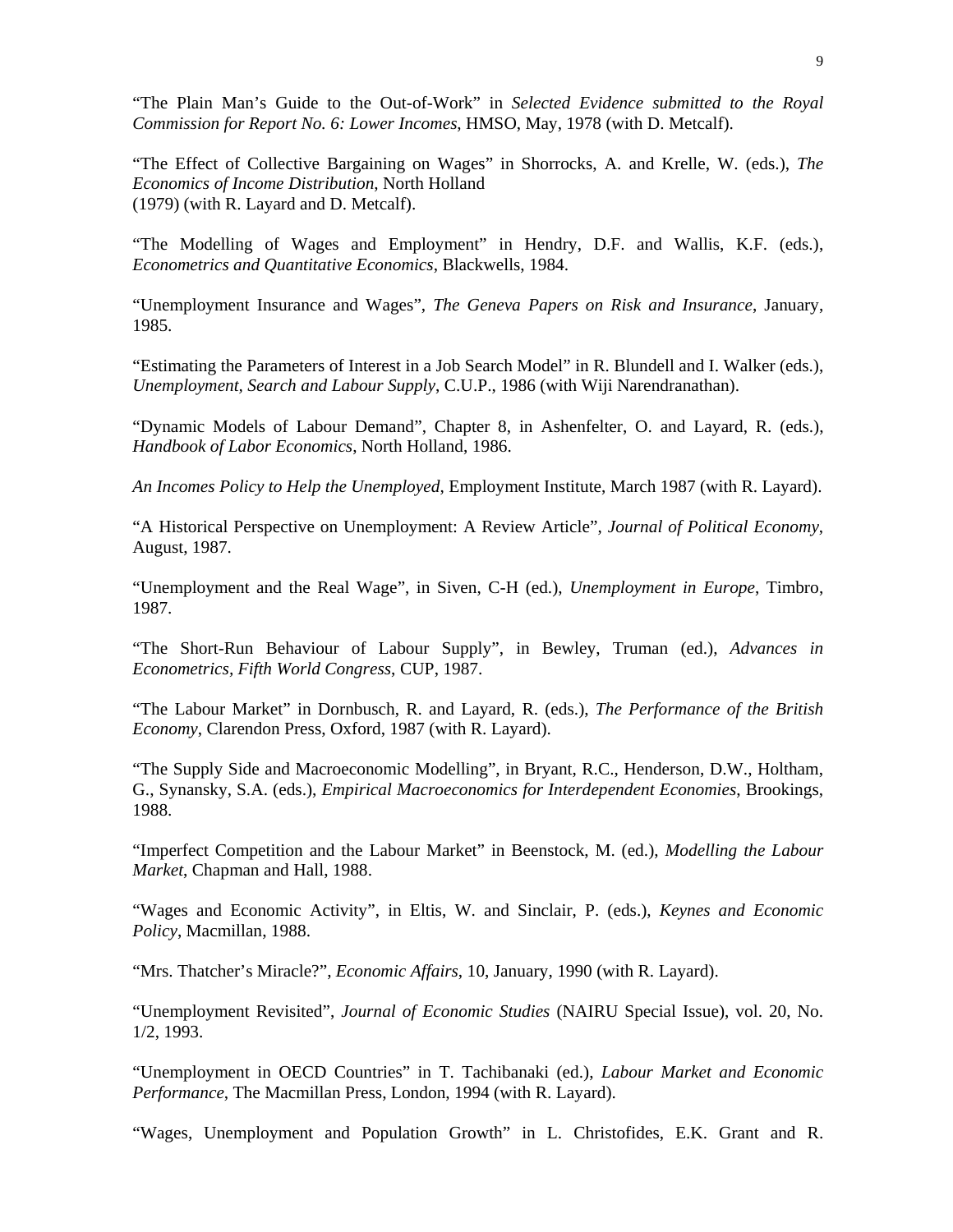"The Plain Man's Guide to the Out-of-Work" in *Selected Evidence submitted to the Royal Commission for Report No. 6: Lower Incomes*, HMSO, May, 1978 (with D. Metcalf).

"The Effect of Collective Bargaining on Wages" in Shorrocks, A. and Krelle, W. (eds.), *The Economics of Income Distribution*, North Holland (1979) (with R. Layard and D. Metcalf).

"The Modelling of Wages and Employment" in Hendry, D.F. and Wallis, K.F. (eds.), *Econometrics and Quantitative Economics*, Blackwells, 1984.

"Unemployment Insurance and Wages", *The Geneva Papers on Risk and Insurance*, January, 1985.

"Estimating the Parameters of Interest in a Job Search Model" in R. Blundell and I. Walker (eds.), *Unemployment, Search and Labour Supply*, C.U.P., 1986 (with Wiji Narendranathan).

"Dynamic Models of Labour Demand", Chapter 8, in Ashenfelter, O. and Layard, R. (eds.), *Handbook of Labor Economics*, North Holland, 1986.

*An Incomes Policy to Help the Unemployed*, Employment Institute, March 1987 (with R. Layard).

"A Historical Perspective on Unemployment: A Review Article", *Journal of Political Economy*, August, 1987.

"Unemployment and the Real Wage", in Siven, C-H (ed.), *Unemployment in Europe*, Timbro, 1987.

"The Short-Run Behaviour of Labour Supply", in Bewley, Truman (ed.), *Advances in Econometrics, Fifth World Congress*, CUP, 1987.

"The Labour Market" in Dornbusch, R. and Layard, R. (eds.), *The Performance of the British Economy*, Clarendon Press, Oxford, 1987 (with R. Layard).

"The Supply Side and Macroeconomic Modelling", in Bryant, R.C., Henderson, D.W., Holtham, G., Synansky, S.A. (eds.), *Empirical Macroeconomics for Interdependent Economies*, Brookings, 1988.

"Imperfect Competition and the Labour Market" in Beenstock, M. (ed.), *Modelling the Labour Market*, Chapman and Hall, 1988.

"Wages and Economic Activity", in Eltis, W. and Sinclair, P. (eds.), *Keynes and Economic Policy*, Macmillan, 1988.

"Mrs. Thatcher's Miracle?", *Economic Affairs*, 10, January, 1990 (with R. Layard).

"Unemployment Revisited", *Journal of Economic Studies* (NAIRU Special Issue), vol. 20, No. 1/2, 1993.

"Unemployment in OECD Countries" in T. Tachibanaki (ed.), *Labour Market and Economic Performance*, The Macmillan Press, London, 1994 (with R. Layard).

"Wages, Unemployment and Population Growth" in L. Christofides, E.K. Grant and R.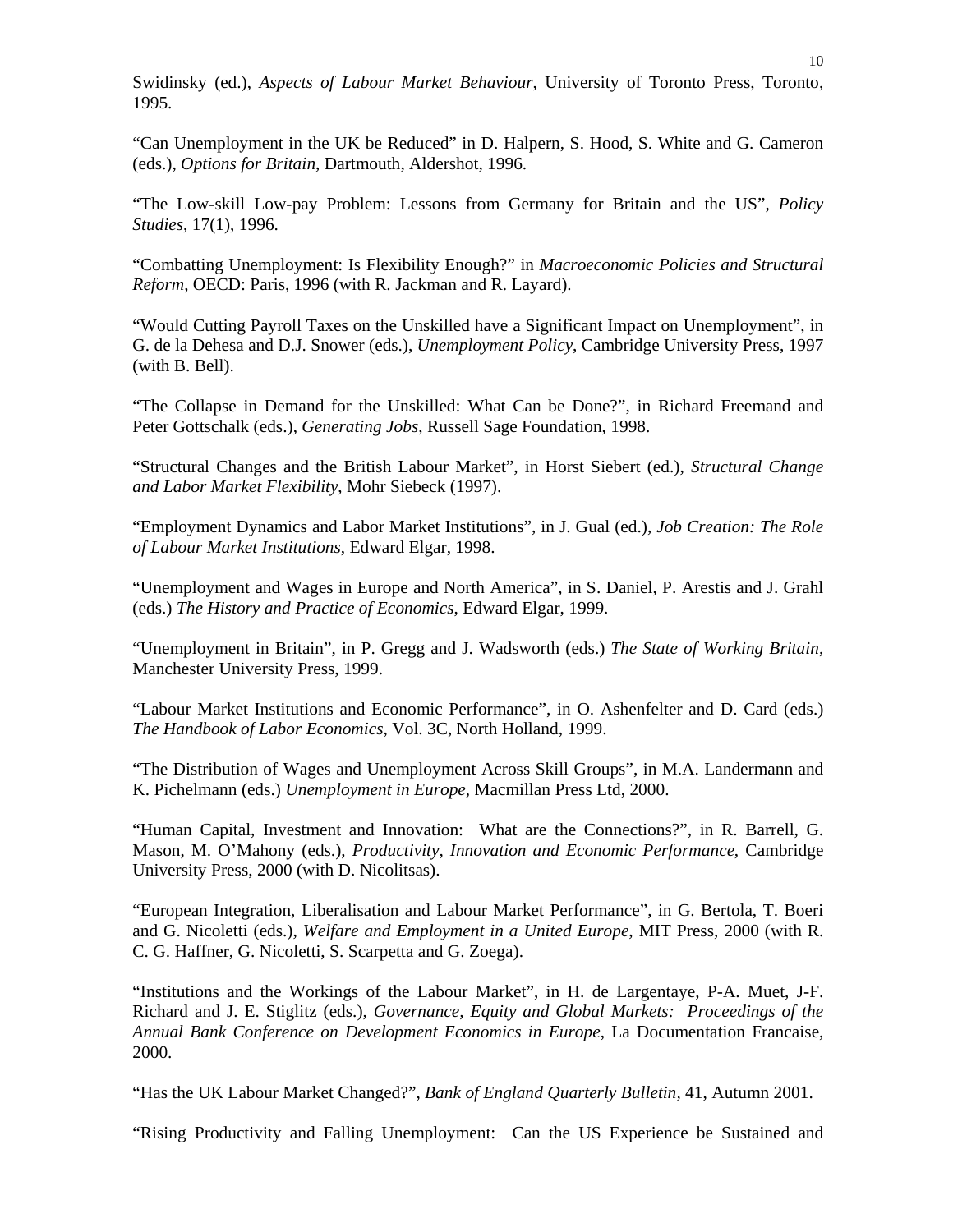Swidinsky (ed.), *Aspects of Labour Market Behaviour*, University of Toronto Press, Toronto, 1995.

“Can Unemployment in the UK be Reduced” in D. Halpern, S. Hood, S. White and G. Cameron (eds.), *Options for Britain*, Dartmouth, Aldershot, 1996.

“The Low-skill Low-pay Problem: Lessons from Germany for Britain and the US”, *Policy Studies*, 17(1), 1996.

“Combatting Unemployment: Is Flexibility Enough?” in *Macroeconomic Policies and Structural Reform*, OECD: Paris, 1996 (with R. Jackman and R. Layard).

“Would Cutting Payroll Taxes on the Unskilled have a Significant Impact on Unemployment”, in G. de la Dehesa and D.J. Snower (eds.), *Unemployment Policy*, Cambridge University Press, 1997 (with B. Bell).

“The Collapse in Demand for the Unskilled: What Can be Done?”, in Richard Freemand and Peter Gottschalk (eds.), *Generating Jobs*, Russell Sage Foundation, 1998.

“Structural Changes and the British Labour Market”, in Horst Siebert (ed.), *Structural Change and Labor Market Flexibility*, Mohr Siebeck (1997).

“Employment Dynamics and Labor Market Institutions”, in J. Gual (ed.), *Job Creation: The Role of Labour Market Institutions*, Edward Elgar, 1998.

“Unemployment and Wages in Europe and North America”, in S. Daniel, P. Arestis and J. Grahl (eds.) *The History and Practice of Economics*, Edward Elgar, 1999.

“Unemployment in Britain”, in P. Gregg and J. Wadsworth (eds.) *The State of Working Britain*, Manchester University Press, 1999.

“Labour Market Institutions and Economic Performance”, in O. Ashenfelter and D. Card (eds.) *The Handbook of Labor Economics*, Vol. 3C, North Holland, 1999.

“The Distribution of Wages and Unemployment Across Skill Groups”, in M.A. Landermann and K. Pichelmann (eds.) *Unemployment in Europe*, Macmillan Press Ltd, 2000.

“Human Capital, Investment and Innovation: What are the Connections?”, in R. Barrell, G. Mason, M. O’Mahony (eds.), *Productivity, Innovation and Economic Performance*, Cambridge University Press, 2000 (with D. Nicolitsas).

“European Integration, Liberalisation and Labour Market Performance”, in G. Bertola, T. Boeri and G. Nicoletti (eds.), *Welfare and Employment in a United Europe*, MIT Press, 2000 (with R. C. G. Haffner, G. Nicoletti, S. Scarpetta and G. Zoega).

“Institutions and the Workings of the Labour Market”, in H. de Largentaye, P-A. Muet, J-F. Richard and J. E. Stiglitz (eds.), *Governance, Equity and Global Markets: Proceedings of the Annual Bank Conference on Development Economics in Europe*, La Documentation Francaise, 2000.

“Has the UK Labour Market Changed?”, *Bank of England Quarterly Bulletin*, 41, Autumn 2001.

“Rising Productivity and Falling Unemployment: Can the US Experience be Sustained and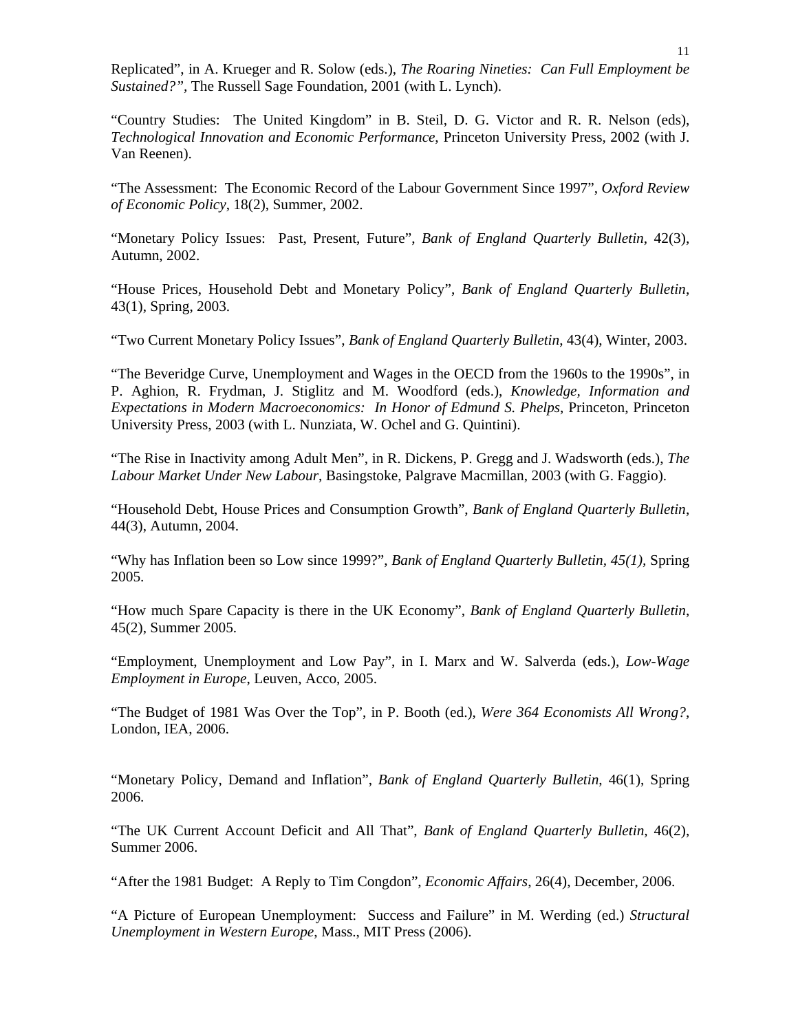Replicated", in A. Krueger and R. Solow (eds.), *The Roaring Nineties: Can Full Employment be Sustained?"*, The Russell Sage Foundation, 2001 (with L. Lynch).

"Country Studies: The United Kingdom" in B. Steil, D. G. Victor and R. R. Nelson (eds), *Technological Innovation and Economic Performance*, Princeton University Press, 2002 (with J. Van Reenen).

"The Assessment: The Economic Record of the Labour Government Since 1997", *Oxford Review of Economic Policy*, 18(2), Summer, 2002.

"Monetary Policy Issues: Past, Present, Future", *Bank of England Quarterly Bulletin*, 42(3), Autumn, 2002.

"House Prices, Household Debt and Monetary Policy", *Bank of England Quarterly Bulletin*, 43(1), Spring, 2003.

"Two Current Monetary Policy Issues", *Bank of England Quarterly Bulletin*, 43(4), Winter, 2003.

"The Beveridge Curve, Unemployment and Wages in the OECD from the 1960s to the 1990s", in P. Aghion, R. Frydman, J. Stiglitz and M. Woodford (eds.), *Knowledge, Information and Expectations in Modern Macroeconomics: In Honor of Edmund S. Phelps*, Princeton, Princeton University Press, 2003 (with L. Nunziata, W. Ochel and G. Quintini).

"The Rise in Inactivity among Adult Men", in R. Dickens, P. Gregg and J. Wadsworth (eds.), *The Labour Market Under New Labour*, Basingstoke, Palgrave Macmillan, 2003 (with G. Faggio).

"Household Debt, House Prices and Consumption Growth", *Bank of England Quarterly Bulletin*, 44(3), Autumn, 2004.

"Why has Inflation been so Low since 1999?", *Bank of England Quarterly Bulletin*, *45(1)*, Spring 2005.

"How much Spare Capacity is there in the UK Economy", *Bank of England Quarterly Bulletin*, 45(2), Summer 2005.

"Employment, Unemployment and Low Pay", in I. Marx and W. Salverda (eds.), *Low-Wage Employment in Europe*, Leuven, Acco, 2005.

"The Budget of 1981 Was Over the Top", in P. Booth (ed.), *Were 364 Economists All Wrong?*, London, IEA, 2006.

"Monetary Policy, Demand and Inflation", *Bank of England Quarterly Bulletin*, 46(1), Spring 2006.

"The UK Current Account Deficit and All That", *Bank of England Quarterly Bulletin*, 46(2), Summer 2006.

"After the 1981 Budget: A Reply to Tim Congdon", *Economic Affairs*, 26(4), December, 2006.

"A Picture of European Unemployment: Success and Failure" in M. Werding (ed.) *Structural Unemployment in Western Europe*, Mass., MIT Press (2006).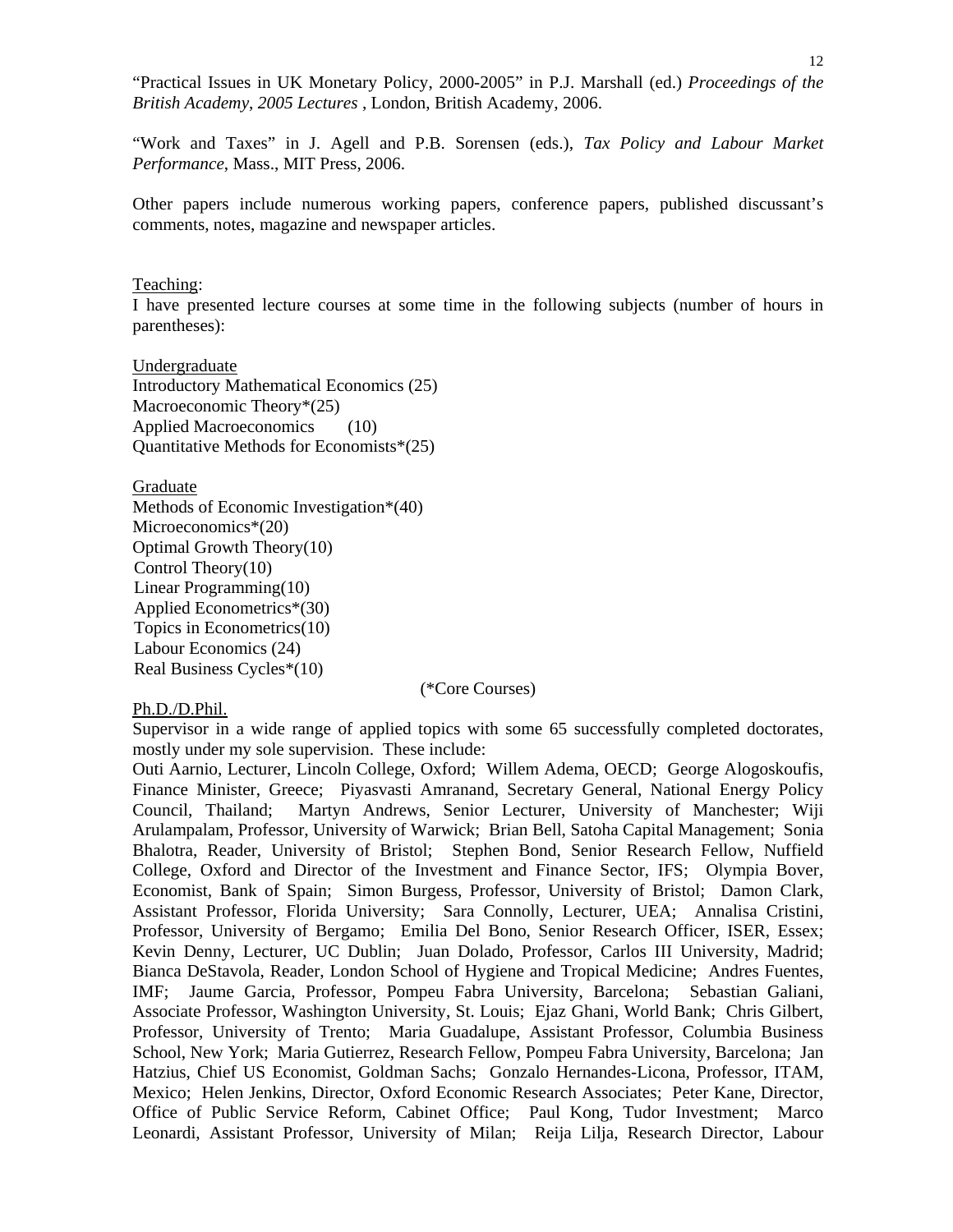"Practical Issues in UK Monetary Policy, 2000-2005" in P.J. Marshall (ed.) *Proceedings of the British Academy, 2005 Lectures* , London, British Academy, 2006.

"Work and Taxes" in J. Agell and P.B. Sorensen (eds.), *Tax Policy and Labour Market Performance*, Mass., MIT Press, 2006.

Other papers include numerous working papers, conference papers, published discussant's comments, notes, magazine and newspaper articles.

<u>Teaching</u>:

I have presented lecture courses at some time in the following subjects (number of hours in parentheses):

<u>Undergraduate</u>

Introductory Mathematical Economics (25)
Macroeconomic Theory*(25)
Applied Macroeconomics (10)
Quantitative Methods for Economists*(25)

<u>Graduate</u>

Methods of Economic Investigation*(40)
Microeconomics*(20)
Optimal Growth Theory(10)
Control Theory(10)
Linear Programming(10)
Applied Econometrics*(30)
Topics in Econometrics(10)
Labour Economics (24)
Real Business Cycles*(10)

(*Core Courses)

<u>Ph.D./D.Phil.</u>

Supervisor in a wide range of applied topics with some 65 successfully completed doctorates, mostly under my sole supervision. These include:

Outi Aarnio, Lecturer, Lincoln College, Oxford; Willem Adema, OECD; George Alogoskoufis, Finance Minister, Greece; Piyasvasti Amranand, Secretary General, National Energy Policy Council, Thailand; Martyn Andrews, Senior Lecturer, University of Manchester; Wiji Arulampalam, Professor, University of Warwick; Brian Bell, Satoha Capital Management; Sonia Bhalotra, Reader, University of Bristol; Stephen Bond, Senior Research Fellow, Nuffield College, Oxford and Director of the Investment and Finance Sector, IFS; Olympia Bover, Economist, Bank of Spain; Simon Burgess, Professor, University of Bristol; Damon Clark, Assistant Professor, Florida University; Sara Connolly, Lecturer, UEA; Annalisa Cristini, Professor, University of Bergamo; Emilia Del Bono, Senior Research Officer, ISER, Essex; Kevin Denny, Lecturer, UC Dublin; Juan Dolado, Professor, Carlos III University, Madrid; Bianca DeStavola, Reader, London School of Hygiene and Tropical Medicine; Andres Fuentes, IMF; Jaume Garcia, Professor, Pompeu Fabra University, Barcelona; Sebastian Galiani, Associate Professor, Washington University, St. Louis; Ejaz Ghani, World Bank; Chris Gilbert, Professor, University of Trento; Maria Guadalupe, Assistant Professor, Columbia Business School, New York; Maria Gutierrez, Research Fellow, Pompeu Fabra University, Barcelona; Jan Hatzius, Chief US Economist, Goldman Sachs; Gonzalo Hernandes-Licona, Professor, ITAM, Mexico; Helen Jenkins, Director, Oxford Economic Research Associates; Peter Kane, Director, Office of Public Service Reform, Cabinet Office; Paul Kong, Tudor Investment; Marco Leonardi, Assistant Professor, University of Milan; Reija Lilja, Research Director, Labour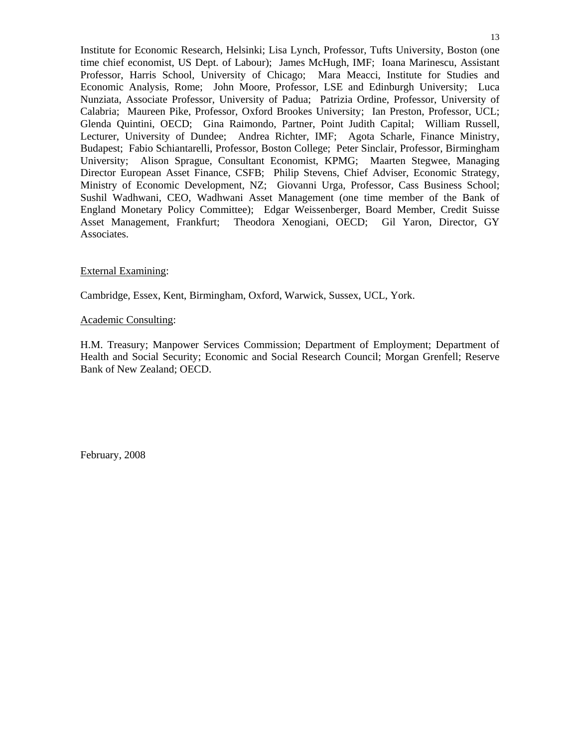Institute for Economic Research, Helsinki; Lisa Lynch, Professor, Tufts University, Boston (one time chief economist, US Dept. of Labour); James McHugh, IMF; Ioana Marinescu, Assistant Professor, Harris School, University of Chicago; Mara Meacci, Institute for Studies and Economic Analysis, Rome; John Moore, Professor, LSE and Edinburgh University; Luca Nunziata, Associate Professor, University of Padua; Patrizia Ordine, Professor, University of Calabria; Maureen Pike, Professor, Oxford Brookes University; Ian Preston, Professor, UCL; Glenda Quintini, OECD; Gina Raimondo, Partner, Point Judith Capital; William Russell, Lecturer, University of Dundee; Andrea Richter, IMF; Agota Scharle, Finance Ministry, Budapest; Fabio Schiantarelli, Professor, Boston College; Peter Sinclair, Professor, Birmingham University; Alison Sprague, Consultant Economist, KPMG; Maarten Stegwee, Managing Director European Asset Finance, CSFB; Philip Stevens, Chief Adviser, Economic Strategy, Ministry of Economic Development, NZ; Giovanni Urga, Professor, Cass Business School; Sushil Wadhwani, CEO, Wadhwani Asset Management (one time member of the Bank of England Monetary Policy Committee); Edgar Weissenberger, Board Member, Credit Suisse Asset Management, Frankfurt; Theodora Xenogiani, OECD; Gil Yaron, Director, GY Associates.

External Examining:

Cambridge, Essex, Kent, Birmingham, Oxford, Warwick, Sussex, UCL, York.

Academic Consulting:

H.M. Treasury; Manpower Services Commission; Department of Employment; Department of Health and Social Security; Economic and Social Research Council; Morgan Grenfell; Reserve Bank of New Zealand; OECD.

February, 2008